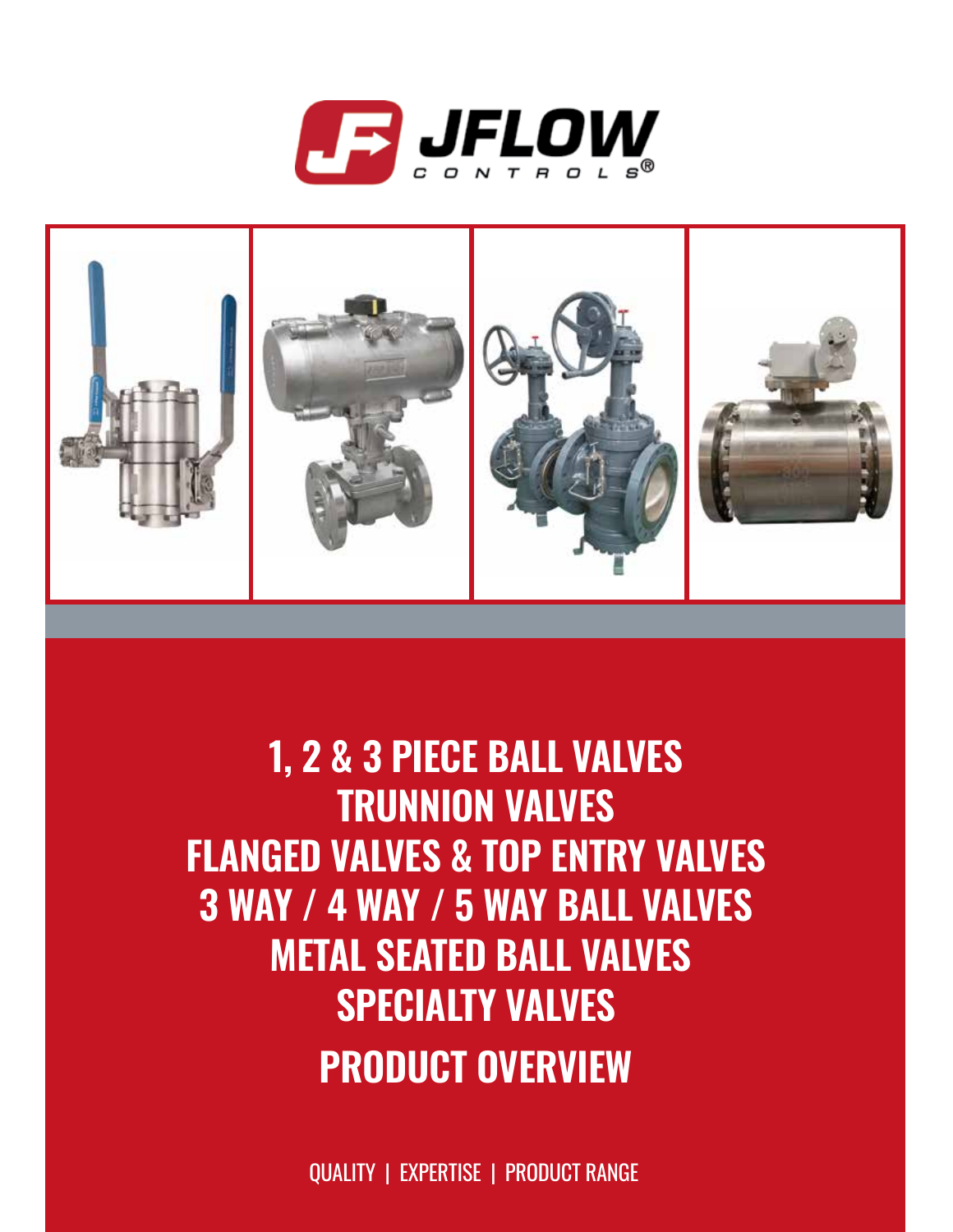JFLOW CONTROLS®

# 1, 2 & 3 PIECE BALL VALVES
# TRUNNION VALVES
# FLANGED VALVES & TOP ENTRY VALVES
# 3 WAY / 4 WAY / 5 WAY BALL VALVES
# METAL SEATED BALL VALVES
# SPECIALTY VALVES

# PRODUCT OVERVIEW

QUALITY | EXPERTISE | PRODUCT RANGE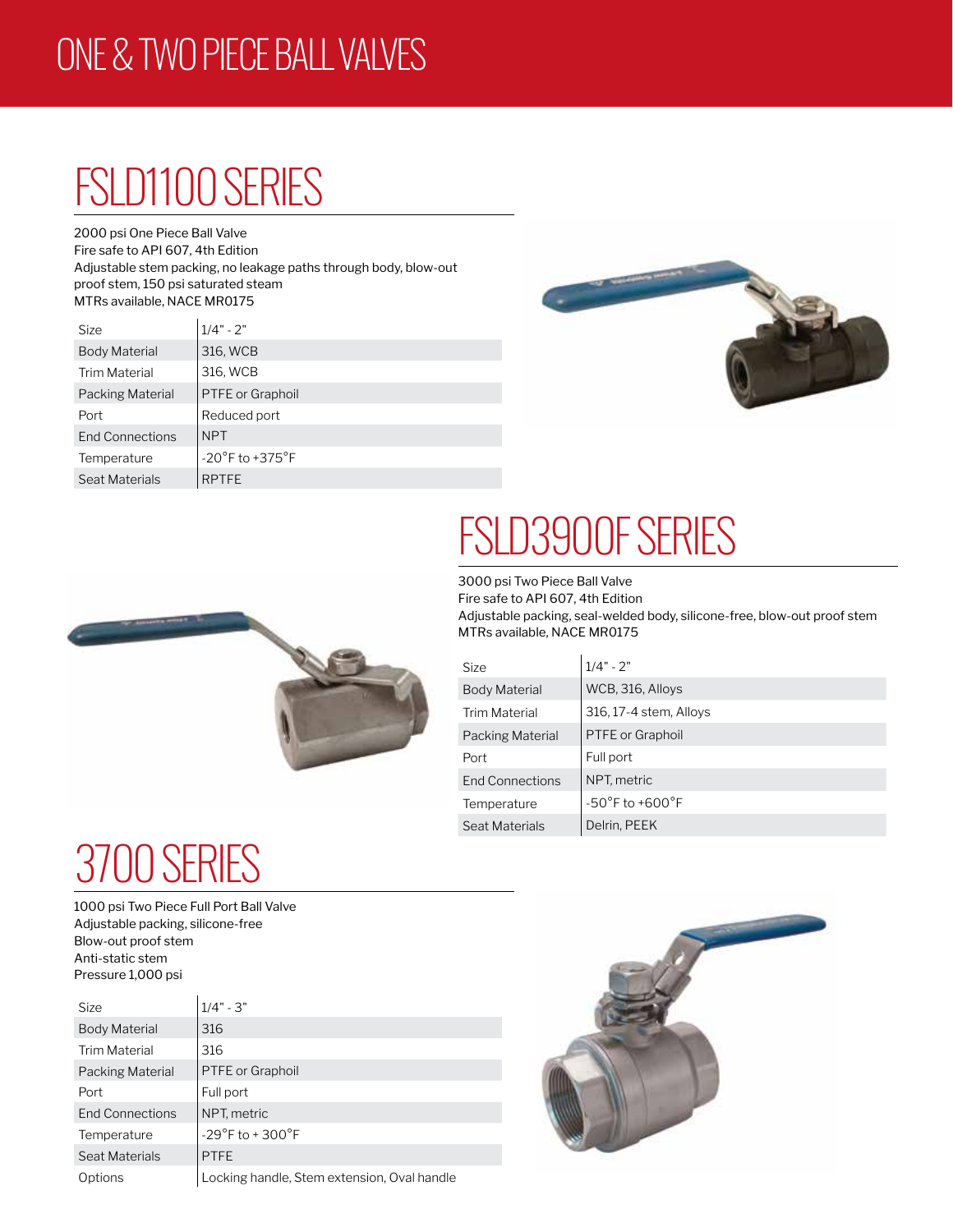# ONE & TWO PIECE BALL VALVES

## FSLD1100 SERIES

2000 psi One Piece Ball Valve
Fire safe to API 607, 4th Edition
Adjustable stem packing, no leakage paths through body, blow-out proof stem, 150 psi saturated steam
MTRs available, NACE MR0175

| Size | 1/4" - 2" |
|---|---|
| Body Material | 316, WCB |
| Trim Material | 316, WCB |
| Packing Material | PTFE or Graphoil |
| Port | Reduced port |
| End Connections | NPT |
| Temperature | -20°F to +375°F |
| Seat Materials | RPTFE |

## FSLD3900F SERIES

3000 psi Two Piece Ball Valve
Fire safe to API 607, 4th Edition
Adjustable packing, seal-welded body, silicone-free, blow-out proof stem
MTRs available, NACE MR0175

| Size | 1/4" - 2" |
|---|---|
| Body Material | WCB, 316, Alloys |
| Trim Material | 316, 17-4 stem, Alloys |
| Packing Material | PTFE or Graphoil |
| Port | Full port |
| End Connections | NPT, metric |
| Temperature | -50°F to +600°F |
| Seat Materials | Delrin, PEEK |

## 3700 SERIES

1000 psi Two Piece Full Port Ball Valve
Adjustable packing, silicone-free
Blow-out proof stem
Anti-static stem
Pressure 1,000 psi

| Size | 1/4" - 3" |
|---|---|
| Body Material | 316 |
| Trim Material | 316 |
| Packing Material | PTFE or Graphoil |
| Port | Full port |
| End Connections | NPT, metric |
| Temperature | -29°F to + 300°F |
| Seat Materials | PTFE |
| Options | Locking handle, Stem extension, Oval handle |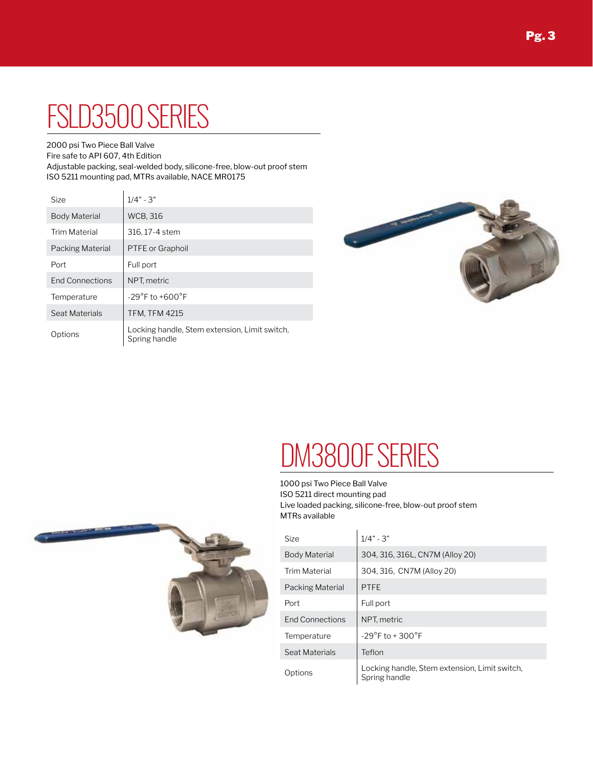# FSLD3500 SERIES

2000 psi Two Piece Ball Valve
Fire safe to API 607, 4th Edition
Adjustable packing, seal-welded body, silicone-free, blow-out proof stem
ISO 5211 mounting pad, MTRs available, NACE MR0175

| | |
|---|---|
| Size | 1/4" - 3" |
| Body Material | WCB, 316 |
| Trim Material | 316, 17-4 stem |
| Packing Material | PTFE or Graphoil |
| Port | Full port |
| End Connections | NPT, metric |
| Temperature | -29°F to +600°F |
| Seat Materials | TFM, TFM 4215 |
| Options | Locking handle, Stem extension, Limit switch, Spring handle |

# DM3800F SERIES

1000 psi Two Piece Ball Valve
ISO 5211 direct mounting pad
Live loaded packing, silicone-free, blow-out proof stem
MTRs available

| | |
|---|---|
| Size | 1/4" - 3" |
| Body Material | 304, 316, 316L, CN7M (Alloy 20) |
| Trim Material | 304, 316, CN7M (Alloy 20) |
| Packing Material | PTFE |
| Port | Full port |
| End Connections | NPT, metric |
| Temperature | -29°F to + 300°F |
| Seat Materials | Teflon |
| Options | Locking handle, Stem extension, Limit switch, Spring handle |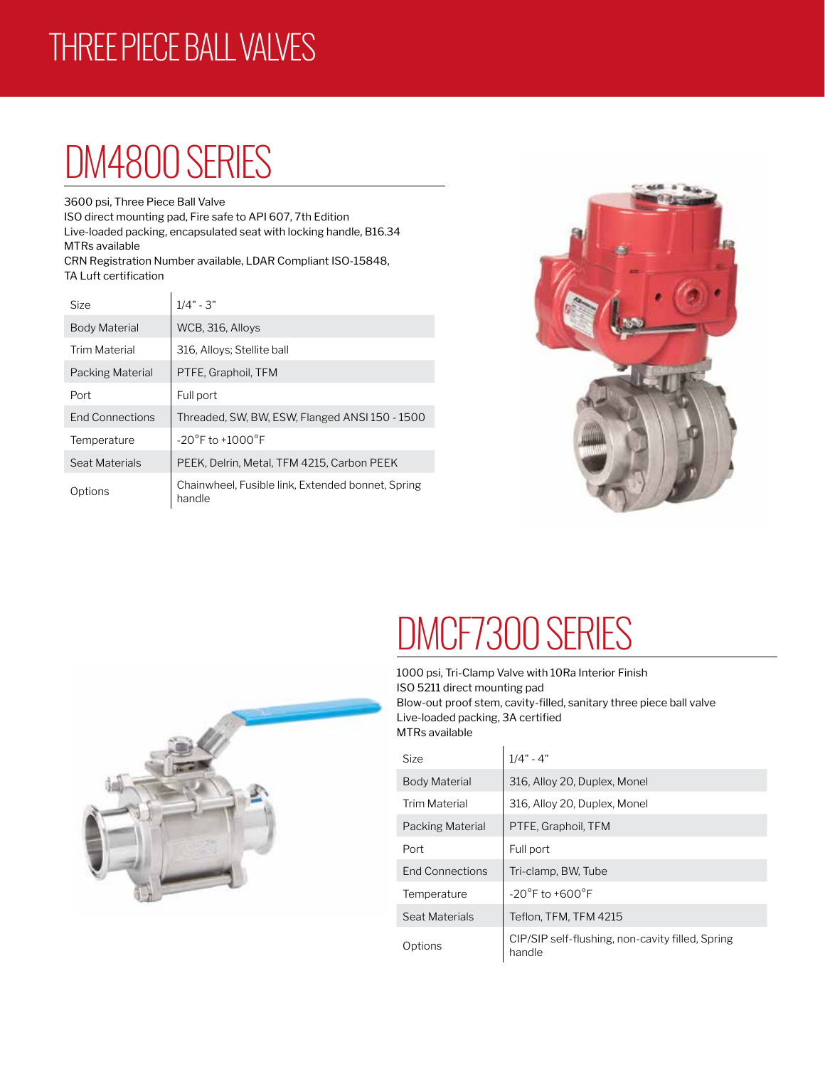# THREE PIECE BALL VALVES

## DM4800 SERIES

3600 psi, Three Piece Ball Valve
ISO direct mounting pad, Fire safe to API 607, 7th Edition
Live-loaded packing, encapsulated seat with locking handle, B16.34
MTRs available
CRN Registration Number available, LDAR Compliant ISO-15848,
TA Luft certification

| | |
|---|---|
| Size | 1/4" - 3" |
| Body Material | WCB, 316, Alloys |
| Trim Material | 316, Alloys; Stellite ball |
| Packing Material | PTFE, Graphoil, TFM |
| Port | Full port |
| End Connections | Threaded, SW, BW, ESW, Flanged ANSI 150 - 1500 |
| Temperature | -20°F to +1000°F |
| Seat Materials | PEEK, Delrin, Metal, TFM 4215, Carbon PEEK |
| Options | Chainwheel, Fusible link, Extended bonnet, Spring handle |

## DMCF7300 SERIES

1000 psi, Tri-Clamp Valve with 10Ra Interior Finish
ISO 5211 direct mounting pad
Blow-out proof stem, cavity-filled, sanitary three piece ball valve
Live-loaded packing, 3A certified
MTRs available

| | |
|---|---|
| Size | 1/4" - 4" |
| Body Material | 316, Alloy 20, Duplex, Monel |
| Trim Material | 316, Alloy 20, Duplex, Monel |
| Packing Material | PTFE, Graphoil, TFM |
| Port | Full port |
| End Connections | Tri-clamp, BW, Tube |
| Temperature | -20°F to +600°F |
| Seat Materials | Teflon, TFM, TFM 4215 |
| Options | CIP/SIP self-flushing, non-cavity filled, Spring handle |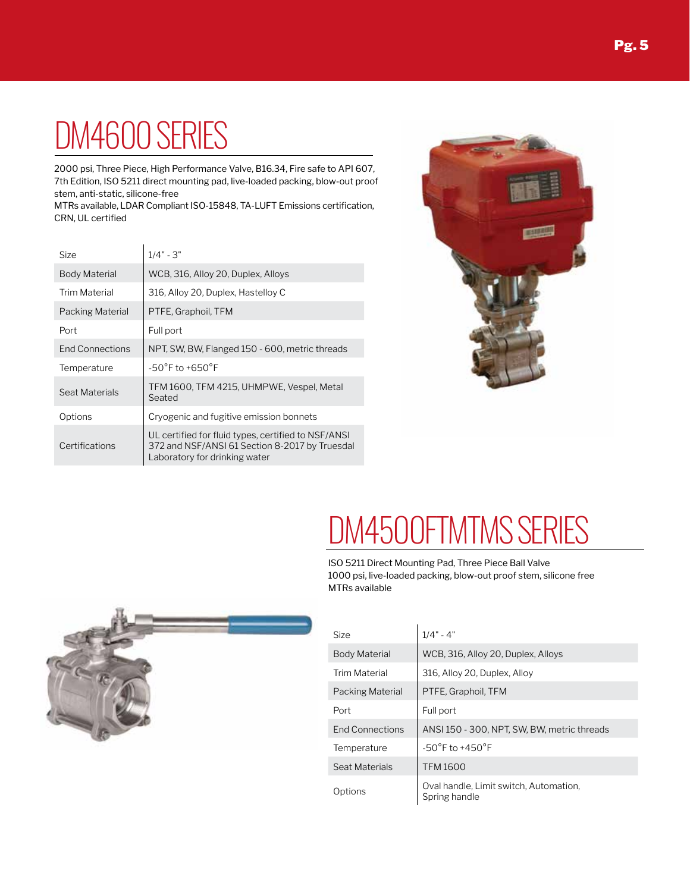# DM4600 SERIES

2000 psi, Three Piece, High Performance Valve, B16.34, Fire safe to API 607, 7th Edition, ISO 5211 direct mounting pad, live-loaded packing, blow-out proof stem, anti-static, silicone-free
MTRs available, LDAR Compliant ISO-15848, TA-LUFT Emissions certification, CRN, UL certified

| | |
|---|---|
| Size | 1/4" - 3" |
| Body Material | WCB, 316, Alloy 20, Duplex, Alloys |
| Trim Material | 316, Alloy 20, Duplex, Hastelloy C |
| Packing Material | PTFE, Graphoil, TFM |
| Port | Full port |
| End Connections | NPT, SW, BW, Flanged 150 - 600, metric threads |
| Temperature | -50°F to +650°F |
| Seat Materials | TFM 1600, TFM 4215, UHMPWE, Vespel, Metal Seated |
| Options | Cryogenic and fugitive emission bonnets |
| Certifications | UL certified for fluid types, certified to NSF/ANSI 372 and NSF/ANSI 61 Section 8-2017 by Truesdal Laboratory for drinking water |

# DM4500FTMTMS SERIES

ISO 5211 Direct Mounting Pad, Three Piece Ball Valve
1000 psi, live-loaded packing, blow-out proof stem, silicone free
MTRs available

| | |
|---|---|
| Size | 1/4" - 4" |
| Body Material | WCB, 316, Alloy 20, Duplex, Alloys |
| Trim Material | 316, Alloy 20, Duplex, Alloy |
| Packing Material | PTFE, Graphoil, TFM |
| Port | Full port |
| End Connections | ANSI 150 - 300, NPT, SW, BW, metric threads |
| Temperature | -50°F to +450°F |
| Seat Materials | TFM 1600 |
| Options | Oval handle, Limit switch, Automation, Spring handle |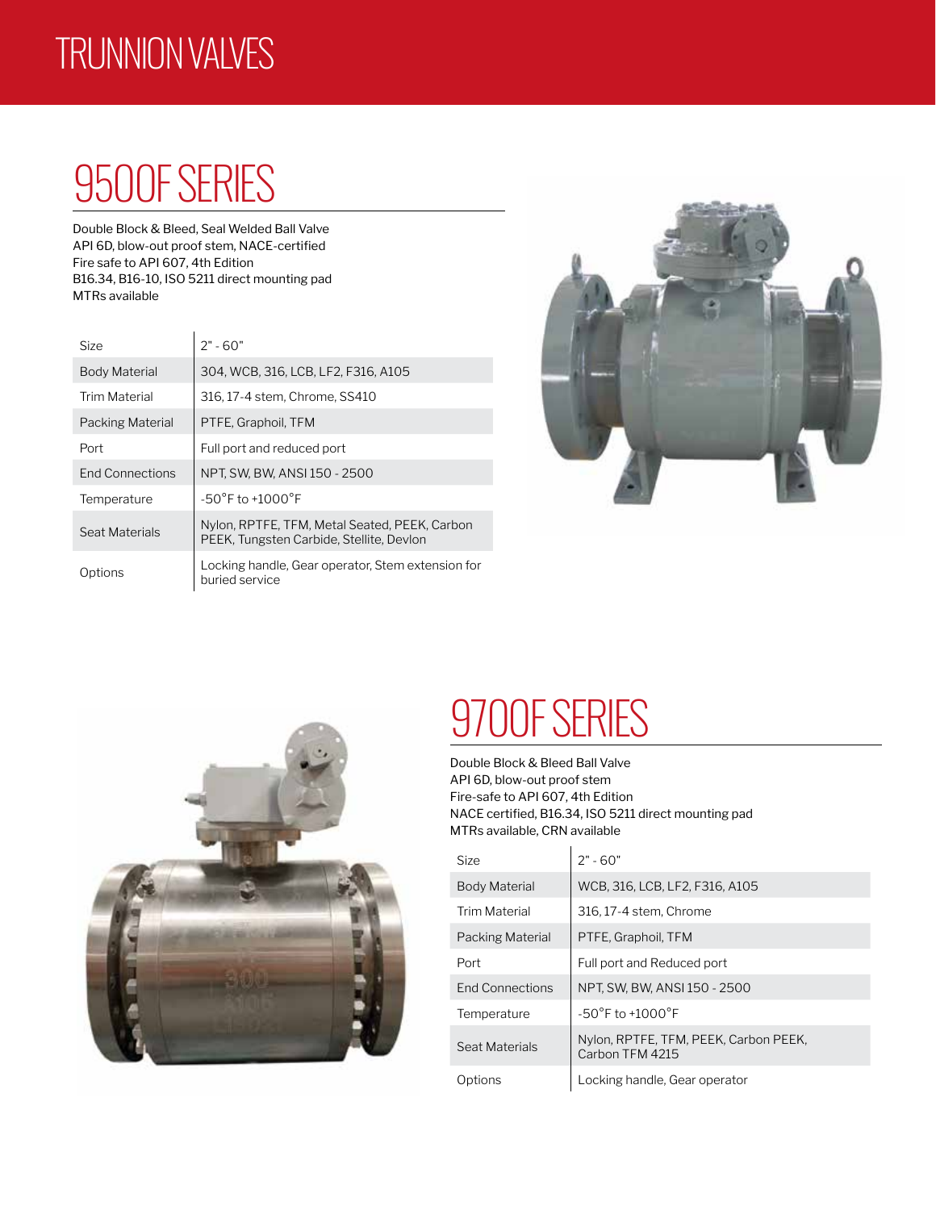# TRUNNION VALVES

## 9500F SERIES

Double Block & Bleed, Seal Welded Ball Valve
API 6D, blow-out proof stem, NACE-certified
Fire safe to API 607, 4th Edition
B16.34, B16-10, ISO 5211 direct mounting pad
MTRs available

| | |
|---|---|
| Size | 2" - 60" |
| Body Material | 304, WCB, 316, LCB, LF2, F316, A105 |
| Trim Material | 316, 17-4 stem, Chrome, SS410 |
| Packing Material | PTFE, Graphoil, TFM |
| Port | Full port and reduced port |
| End Connections | NPT, SW, BW, ANSI 150 - 2500 |
| Temperature | -50°F to +1000°F |
| Seat Materials | Nylon, RPTFE, TFM, Metal Seated, PEEK, Carbon PEEK, Tungsten Carbide, Stellite, Devlon |
| Options | Locking handle, Gear operator, Stem extension for buried service |

## 9700F SERIES

Double Block & Bleed Ball Valve
API 6D, blow-out proof stem
Fire-safe to API 607, 4th Edition
NACE certified, B16.34, ISO 5211 direct mounting pad
MTRs available, CRN available

| | |
|---|---|
| Size | 2" - 60" |
| Body Material | WCB, 316, LCB, LF2, F316, A105 |
| Trim Material | 316, 17-4 stem, Chrome |
| Packing Material | PTFE, Graphoil, TFM |
| Port | Full port and Reduced port |
| End Connections | NPT, SW, BW, ANSI 150 - 2500 |
| Temperature | -50°F to +1000°F |
| Seat Materials | Nylon, RPTFE, TFM, PEEK, Carbon PEEK, Carbon TFM 4215 |
| Options | Locking handle, Gear operator |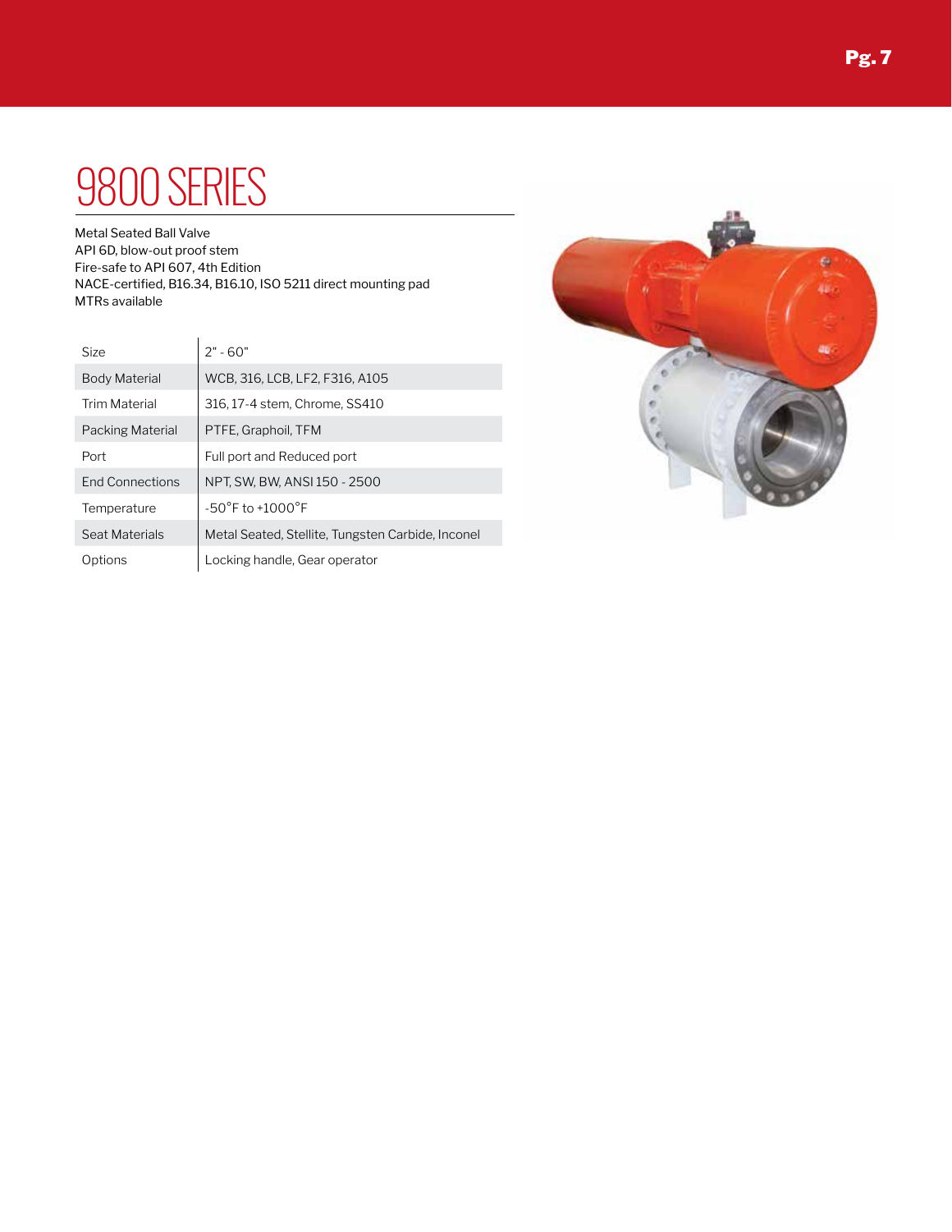# 9800 SERIES

Metal Seated Ball Valve
API 6D, blow-out proof stem
Fire-safe to API 607, 4th Edition
NACE-certified, B16.34, B16.10, ISO 5211 direct mounting pad
MTRs available

| | |
|---|---|
| Size | 2" - 60" |
| Body Material | WCB, 316, LCB, LF2, F316, A105 |
| Trim Material | 316, 17-4 stem, Chrome, SS410 |
| Packing Material | PTFE, Graphoil, TFM |
| Port | Full port and Reduced port |
| End Connections | NPT, SW, BW, ANSI 150 - 2500 |
| Temperature | -50°F to +1000°F |
| Seat Materials | Metal Seated, Stellite, Tungsten Carbide, Inconel |
| Options | Locking handle, Gear operator |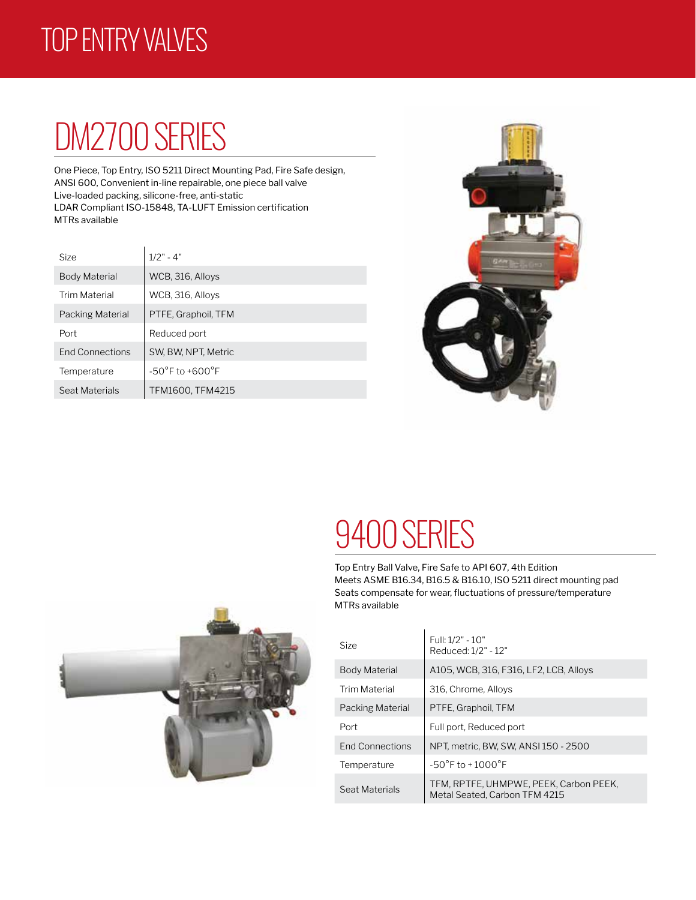# TOP ENTRY VALVES

## DM2700 SERIES

One Piece, Top Entry, ISO 5211 Direct Mounting Pad, Fire Safe design, ANSI 600, Convenient in-line repairable, one piece ball valve
Live-loaded packing, silicone-free, anti-static
LDAR Compliant ISO-15848, TA-LUFT Emission certification
MTRs available

| | |
|---|---|
| Size | 1/2" - 4" |
| Body Material | WCB, 316, Alloys |
| Trim Material | WCB, 316, Alloys |
| Packing Material | PTFE, Graphoil, TFM |
| Port | Reduced port |
| End Connections | SW, BW, NPT, Metric |
| Temperature | -50°F to +600°F |
| Seat Materials | TFM1600, TFM4215 |

## 9400 SERIES

Top Entry Ball Valve, Fire Safe to API 607, 4th Edition
Meets ASME B16.34, B16.5 & B16.10, ISO 5211 direct mounting pad
Seats compensate for wear, fluctuations of pressure/temperature
MTRs available

| | |
|---|---|
| Size | Full: 1/2" - 10"<br>Reduced: 1/2" - 12" |
| Body Material | A105, WCB, 316, F316, LF2, LCB, Alloys |
| Trim Material | 316, Chrome, Alloys |
| Packing Material | PTFE, Graphoil, TFM |
| Port | Full port, Reduced port |
| End Connections | NPT, metric, BW, SW, ANSI 150 - 2500 |
| Temperature | -50°F to + 1000°F |
| Seat Materials | TFM, RPTFE, UHMPWE, PEEK, Carbon PEEK, Metal Seated, Carbon TFM 4215 |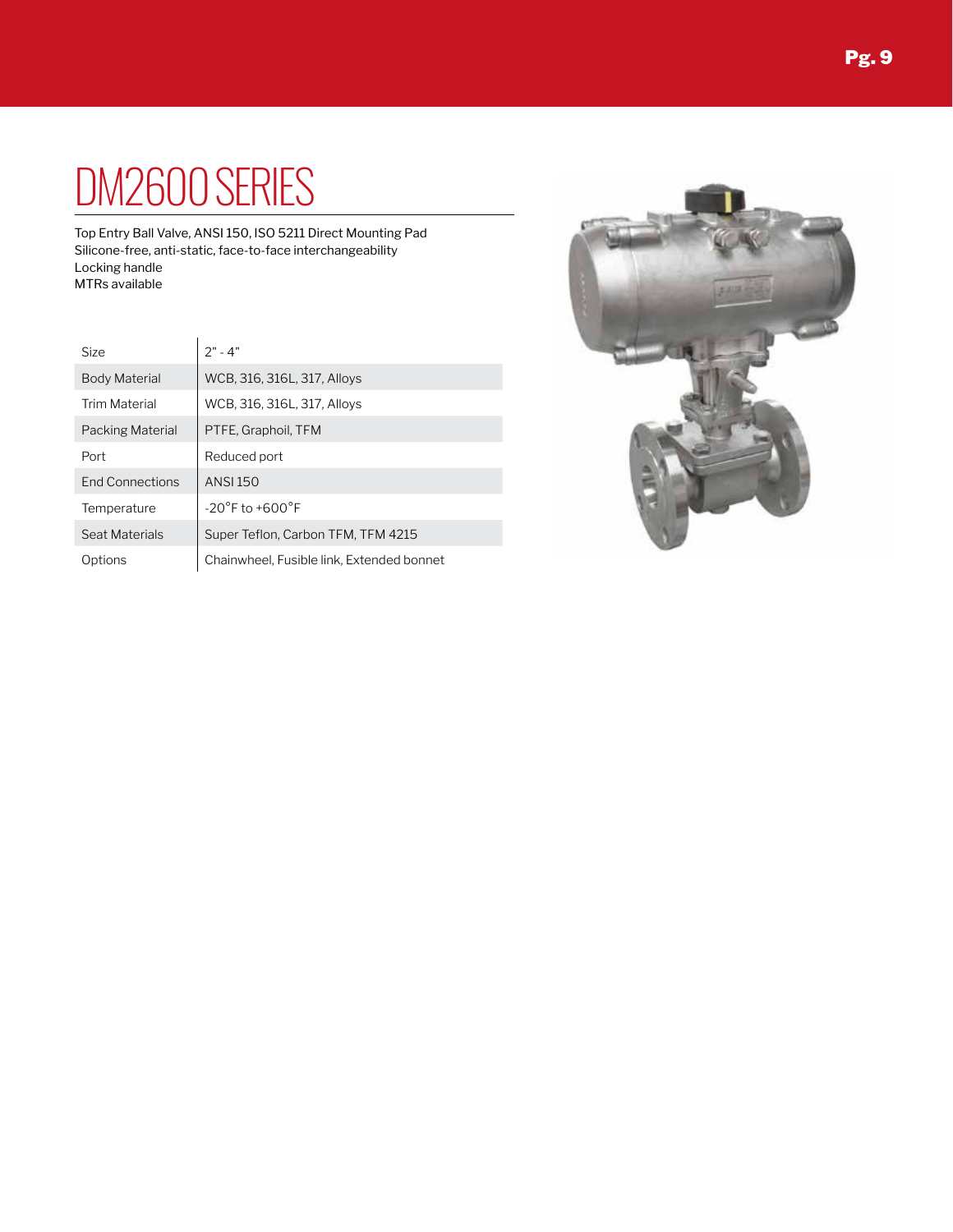# DM2600 SERIES

Top Entry Ball Valve, ANSI 150, ISO 5211 Direct Mounting Pad
Silicone-free, anti-static, face-to-face interchangeability
Locking handle
MTRs available

| | |
|---|---|
| Size | 2" - 4" |
| Body Material | WCB, 316, 316L, 317, Alloys |
| Trim Material | WCB, 316, 316L, 317, Alloys |
| Packing Material | PTFE, Graphoil, TFM |
| Port | Reduced port |
| End Connections | ANSI 150 |
| Temperature | -20°F to +600°F |
| Seat Materials | Super Teflon, Carbon TFM, TFM 4215 |
| Options | Chainwheel, Fusible link, Extended bonnet |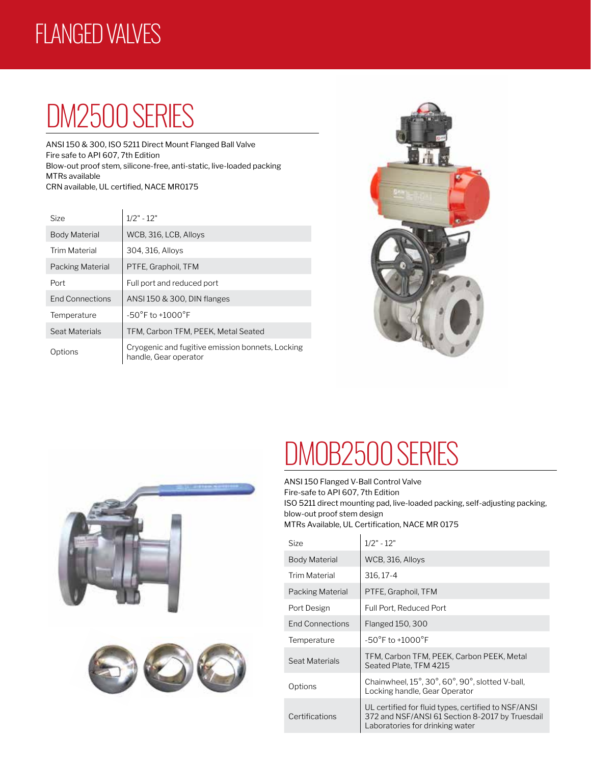# FLANGED VALVES

## DM2500 SERIES

ANSI 150 & 300, ISO 5211 Direct Mount Flanged Ball Valve
Fire safe to API 607, 7th Edition
Blow-out proof stem, silicone-free, anti-static, live-loaded packing
MTRs available
CRN available, UL certified, NACE MR0175

| | |
|---|---|
| Size | 1/2" - 12" |
| Body Material | WCB, 316, LCB, Alloys |
| Trim Material | 304, 316, Alloys |
| Packing Material | PTFE, Graphoil, TFM |
| Port | Full port and reduced port |
| End Connections | ANSI 150 & 300, DIN flanges |
| Temperature | -50°F to +1000°F |
| Seat Materials | TFM, Carbon TFM, PEEK, Metal Seated |
| Options | Cryogenic and fugitive emission bonnets, Locking handle, Gear operator |

## DMOB2500 SERIES

ANSI 150 Flanged V-Ball Control Valve
Fire-safe to API 607, 7th Edition
ISO 5211 direct mounting pad, live-loaded packing, self-adjusting packing, blow-out proof stem design
MTRs Available, UL Certification, NACE MR 0175

| | |
|---|---|
| Size | 1/2" - 12" |
| Body Material | WCB, 316, Alloys |
| Trim Material | 316, 17-4 |
| Packing Material | PTFE, Graphoil, TFM |
| Port Design | Full Port, Reduced Port |
| End Connections | Flanged 150, 300 |
| Temperature | -50°F to +1000°F |
| Seat Materials | TFM, Carbon TFM, PEEK, Carbon PEEK, Metal Seated Plate, TFM 4215 |
| Options | Chainwheel, 15°, 30°, 60°, 90°, slotted V-ball, Locking handle, Gear Operator |
| Certifications | UL certified for fluid types, certified to NSF/ANSI 372 and NSF/ANSI 61 Section 8-2017 by Truesdail Laboratories for drinking water |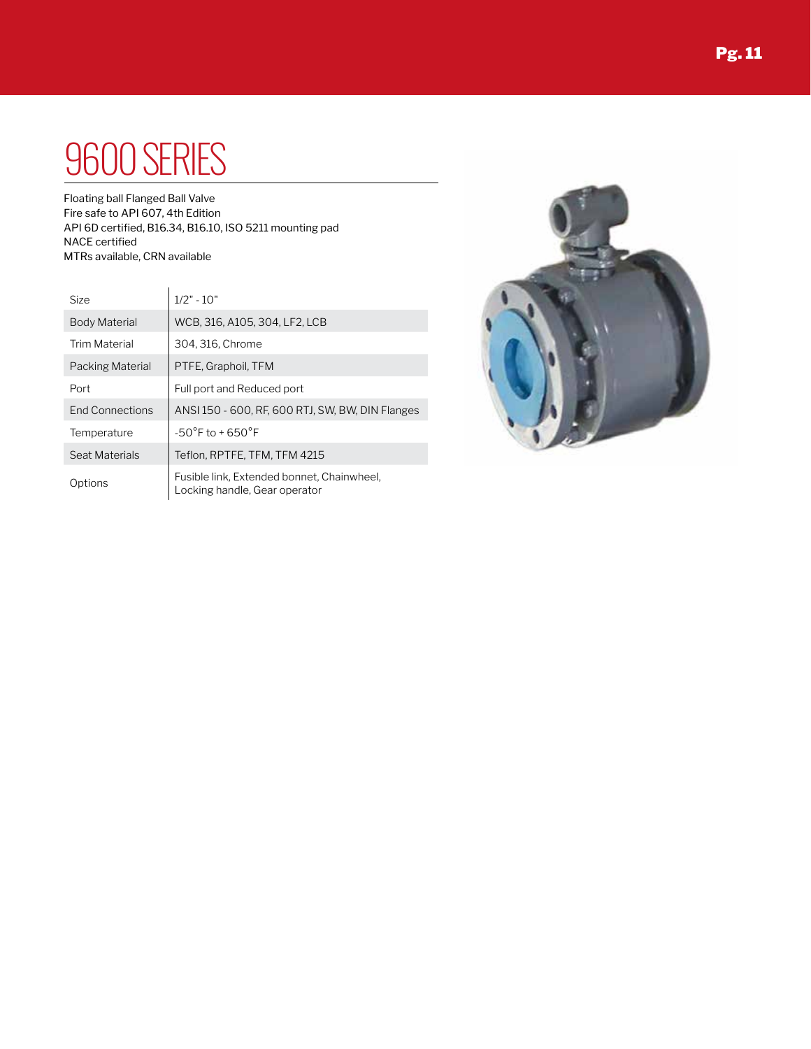# 9600 SERIES

Floating ball Flanged Ball Valve
Fire safe to API 607, 4th Edition
API 6D certified, B16.34, B16.10, ISO 5211 mounting pad
NACE certified
MTRs available, CRN available

| | |
|---|---|
| Size | 1/2" - 10" |
| Body Material | WCB, 316, A105, 304, LF2, LCB |
| Trim Material | 304, 316, Chrome |
| Packing Material | PTFE, Graphoil, TFM |
| Port | Full port and Reduced port |
| End Connections | ANSI 150 - 600, RF, 600 RTJ, SW, BW, DIN Flanges |
| Temperature | -50°F to + 650°F |
| Seat Materials | Teflon, RPTFE, TFM, TFM 4215 |
| Options | Fusible link, Extended bonnet, Chainwheel, Locking handle, Gear operator |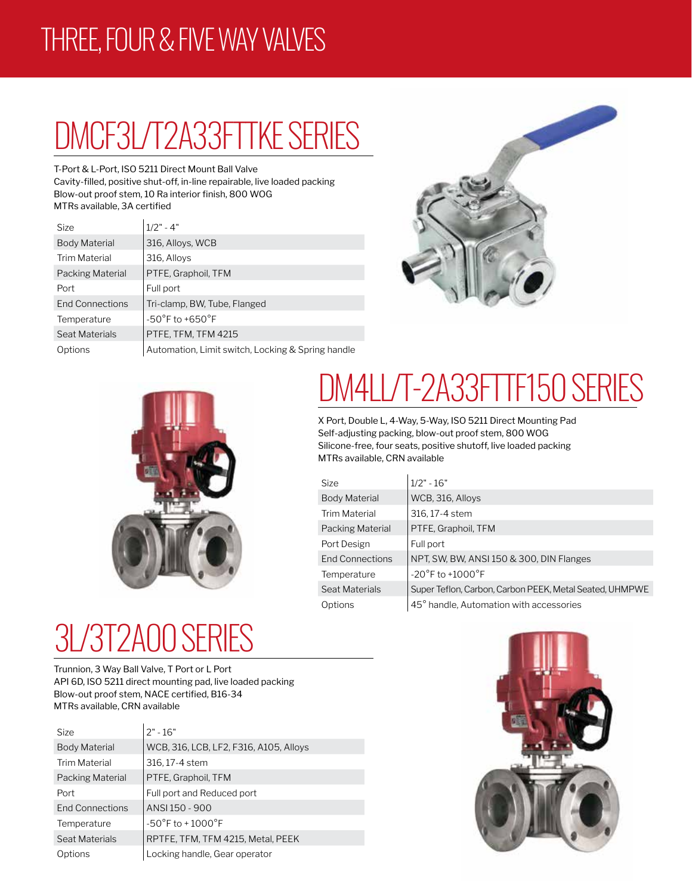# THREE, FOUR & FIVE WAY VALVES

## DMCF3L/T2A33FTTKE SERIES

T-Port & L-Port, ISO 5211 Direct Mount Ball Valve
Cavity-filled, positive shut-off, in-line repairable, live loaded packing
Blow-out proof stem, 10 Ra interior finish, 800 WOG
MTRs available, 3A certified

| | |
|---|---|
| Size | 1/2" - 4" |
| Body Material | 316, Alloys, WCB |
| Trim Material | 316, Alloys |
| Packing Material | PTFE, Graphoil, TFM |
| Port | Full port |
| End Connections | Tri-clamp, BW, Tube, Flanged |
| Temperature | -50°F to +650°F |
| Seat Materials | PTFE, TFM, TFM 4215 |
| Options | Automation, Limit switch, Locking & Spring handle |

## DM4LL/T-2A33FTTF150 SERIES

X Port, Double L, 4-Way, 5-Way, ISO 5211 Direct Mounting Pad
Self-adjusting packing, blow-out proof stem, 800 WOG
Silicone-free, four seats, positive shutoff, live loaded packing
MTRs available, CRN available

| | |
|---|---|
| Size | 1/2" - 16" |
| Body Material | WCB, 316, Alloys |
| Trim Material | 316, 17-4 stem |
| Packing Material | PTFE, Graphoil, TFM |
| Port Design | Full port |
| End Connections | NPT, SW, BW, ANSI 150 & 300, DIN Flanges |
| Temperature | -20°F to +1000°F |
| Seat Materials | Super Teflon, Carbon, Carbon PEEK, Metal Seated, UHMPWE |
| Options | 45° handle, Automation with accessories |

## 3L/3T2A00 SERIES

Trunnion, 3 Way Ball Valve, T Port or L Port
API 6D, ISO 5211 direct mounting pad, live loaded packing
Blow-out proof stem, NACE certified, B16-34
MTRs available, CRN available

| | |
|---|---|
| Size | 2" - 16" |
| Body Material | WCB, 316, LCB, LF2, F316, A105, Alloys |
| Trim Material | 316, 17-4 stem |
| Packing Material | PTFE, Graphoil, TFM |
| Port | Full port and Reduced port |
| End Connections | ANSI 150 - 900 |
| Temperature | -50°F to + 1000°F |
| Seat Materials | RPTFE, TFM, TFM 4215, Metal, PEEK |
| Options | Locking handle, Gear operator |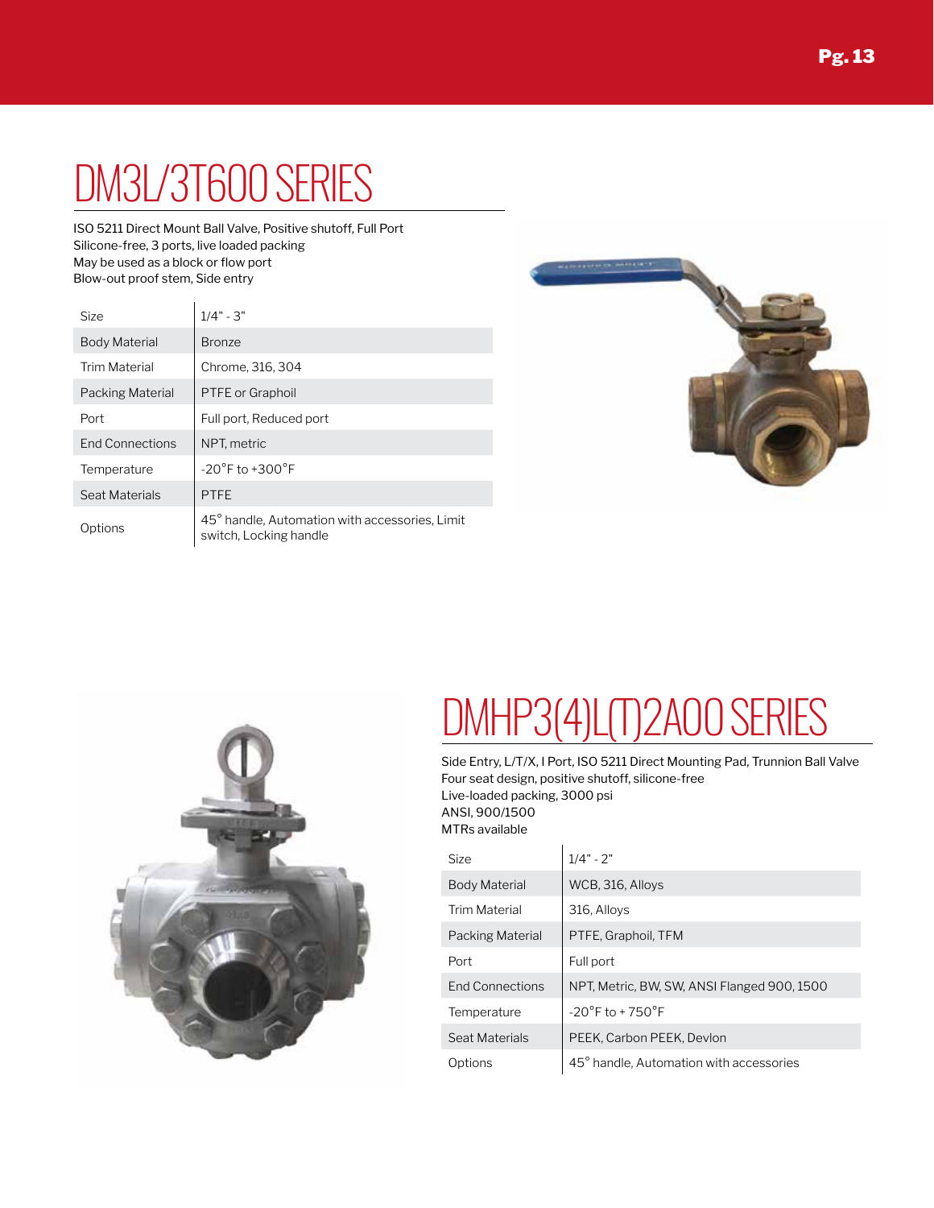# DM3L/3T600 SERIES

ISO 5211 Direct Mount Ball Valve, Positive shutoff, Full Port
Silicone-free, 3 ports, live loaded packing
May be used as a block or flow port
Blow-out proof stem, Side entry

| | |
|---|---|
| Size | 1/4" - 3" |
| Body Material | Bronze |
| Trim Material | Chrome, 316, 304 |
| Packing Material | PTFE or Graphoil |
| Port | Full port, Reduced port |
| End Connections | NPT, metric |
| Temperature | -20°F to +300°F |
| Seat Materials | PTFE |
| Options | 45° handle, Automation with accessories, Limit switch, Locking handle |

# DMHP3(4)L(T)2A00 SERIES

Side Entry, L/T/X, I Port, ISO 5211 Direct Mounting Pad, Trunnion Ball Valve
Four seat design, positive shutoff, silicone-free
Live-loaded packing, 3000 psi
ANSI, 900/1500
MTRs available

| | |
|---|---|
| Size | 1/4" - 2" |
| Body Material | WCB, 316, Alloys |
| Trim Material | 316, Alloys |
| Packing Material | PTFE, Graphoil, TFM |
| Port | Full port |
| End Connections | NPT, Metric, BW, SW, ANSI Flanged 900, 1500 |
| Temperature | -20°F to + 750°F |
| Seat Materials | PEEK, Carbon PEEK, Devlon |
| Options | 45° handle, Automation with accessories |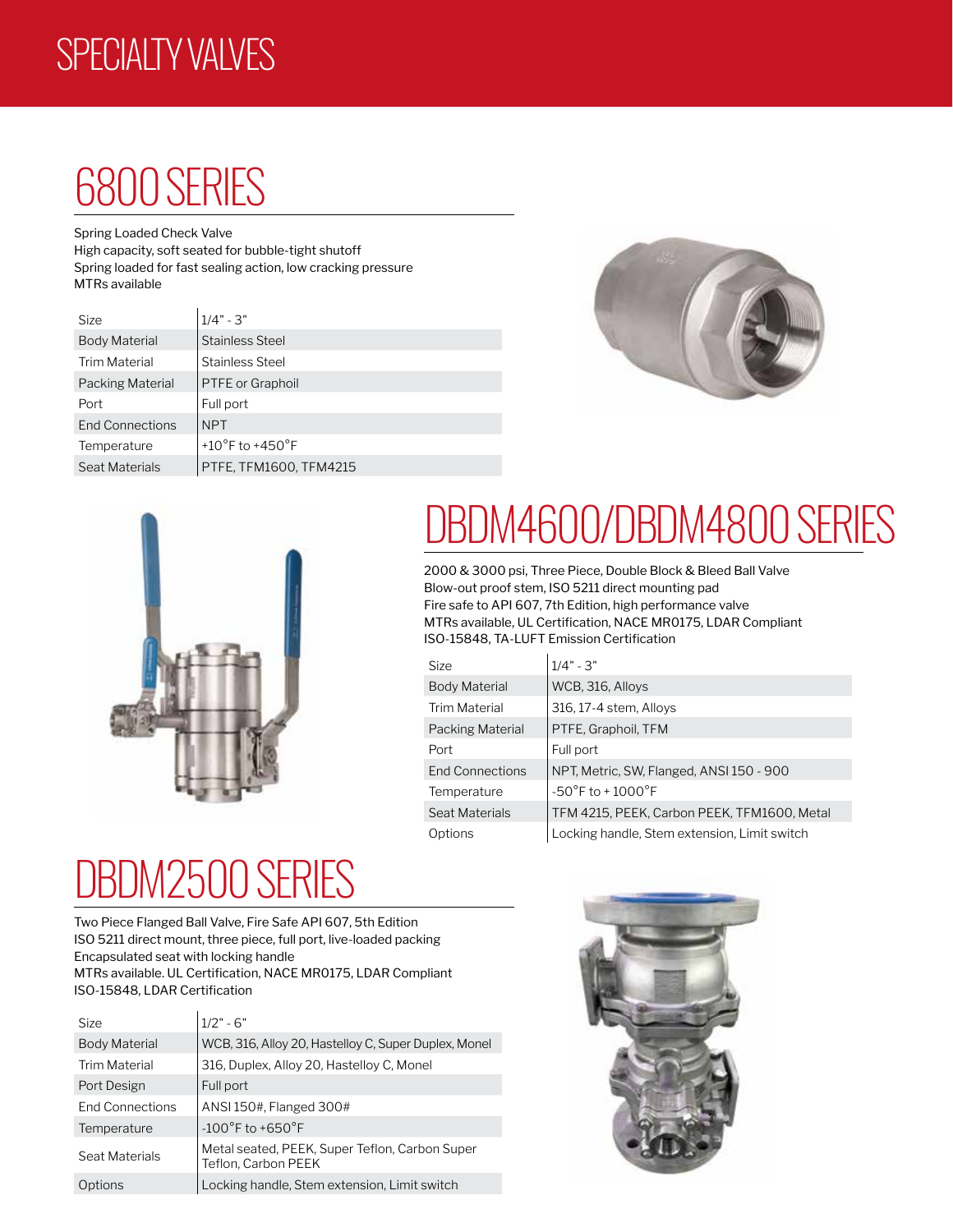# SPECIALTY VALVES

## 6800 SERIES

Spring Loaded Check Valve
High capacity, soft seated for bubble-tight shutoff
Spring loaded for fast sealing action, low cracking pressure
MTRs available

| Size | 1/4" - 3" |
|---|---|
| Body Material | Stainless Steel |
| Trim Material | Stainless Steel |
| Packing Material | PTFE or Graphoil |
| Port | Full port |
| End Connections | NPT |
| Temperature | +10°F to +450°F |
| Seat Materials | PTFE, TFM1600, TFM4215 |

## DBDM4600/DBDM4800 SERIES

2000 & 3000 psi, Three Piece, Double Block & Bleed Ball Valve
Blow-out proof stem, ISO 5211 direct mounting pad
Fire safe to API 607, 7th Edition, high performance valve
MTRs available, UL Certification, NACE MR0175, LDAR Compliant
ISO-15848, TA-LUFT Emission Certification

| Size | 1/4" - 3" |
|---|---|
| Body Material | WCB, 316, Alloys |
| Trim Material | 316, 17-4 stem, Alloys |
| Packing Material | PTFE, Graphoil, TFM |
| Port | Full port |
| End Connections | NPT, Metric, SW, Flanged, ANSI 150 - 900 |
| Temperature | -50°F to + 1000°F |
| Seat Materials | TFM 4215, PEEK, Carbon PEEK, TFM1600, Metal |
| Options | Locking handle, Stem extension, Limit switch |

## DBDM2500 SERIES

Two Piece Flanged Ball Valve, Fire Safe API 607, 5th Edition
ISO 5211 direct mount, three piece, full port, live-loaded packing
Encapsulated seat with locking handle
MTRs available. UL Certification, NACE MR0175, LDAR Compliant
ISO-15848, LDAR Certification

| Size | 1/2" - 6" |
|---|---|
| Body Material | WCB, 316, Alloy 20, Hastelloy C, Super Duplex, Monel |
| Trim Material | 316, Duplex, Alloy 20, Hastelloy C, Monel |
| Port Design | Full port |
| End Connections | ANSI 150#, Flanged 300# |
| Temperature | -100°F to +650°F |
| Seat Materials | Metal seated, PEEK, Super Teflon, Carbon Super Teflon, Carbon PEEK |
| Options | Locking handle, Stem extension, Limit switch |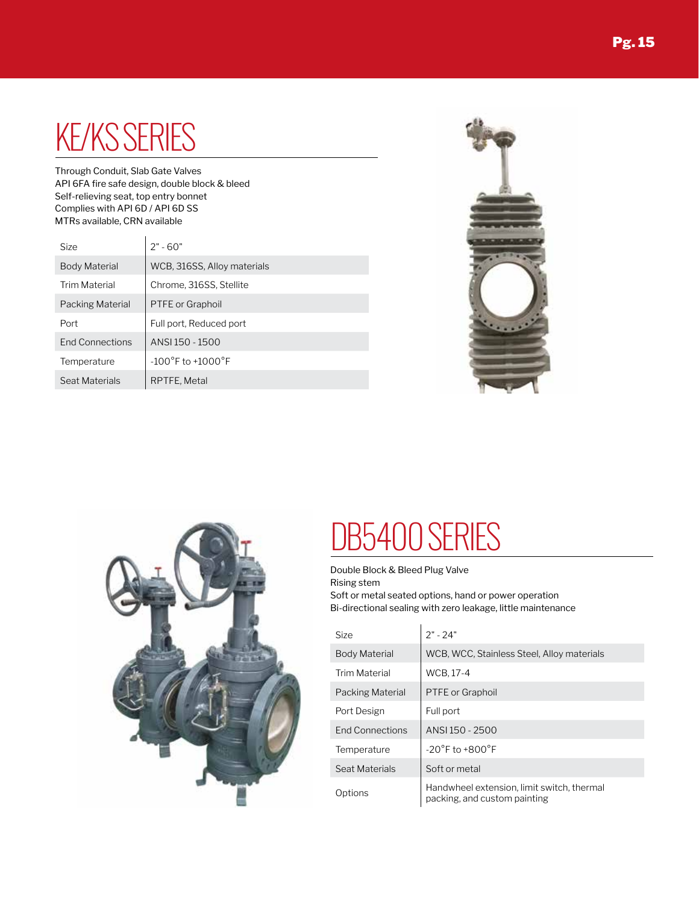# KE/KS SERIES

Through Conduit, Slab Gate Valves
API 6FA fire safe design, double block & bleed
Self-relieving seat, top entry bonnet
Complies with API 6D / API 6D SS
MTRs available, CRN available

| Size | 2" - 60" |
|---|---|
| Body Material | WCB, 316SS, Alloy materials |
| Trim Material | Chrome, 316SS, Stellite |
| Packing Material | PTFE or Graphoil |
| Port | Full port, Reduced port |
| End Connections | ANSI 150 - 1500 |
| Temperature | -100°F to +1000°F |
| Seat Materials | RPTFE, Metal |

# DB5400 SERIES

Double Block & Bleed Plug Valve
Rising stem
Soft or metal seated options, hand or power operation
Bi-directional sealing with zero leakage, little maintenance

| Size | 2" - 24" |
|---|---|
| Body Material | WCB, WCC, Stainless Steel, Alloy materials |
| Trim Material | WCB, 17-4 |
| Packing Material | PTFE or Graphoil |
| Port Design | Full port |
| End Connections | ANSI 150 - 2500 |
| Temperature | -20°F to +800°F |
| Seat Materials | Soft or metal |
| Options | Handwheel extension, limit switch, thermal packing, and custom painting |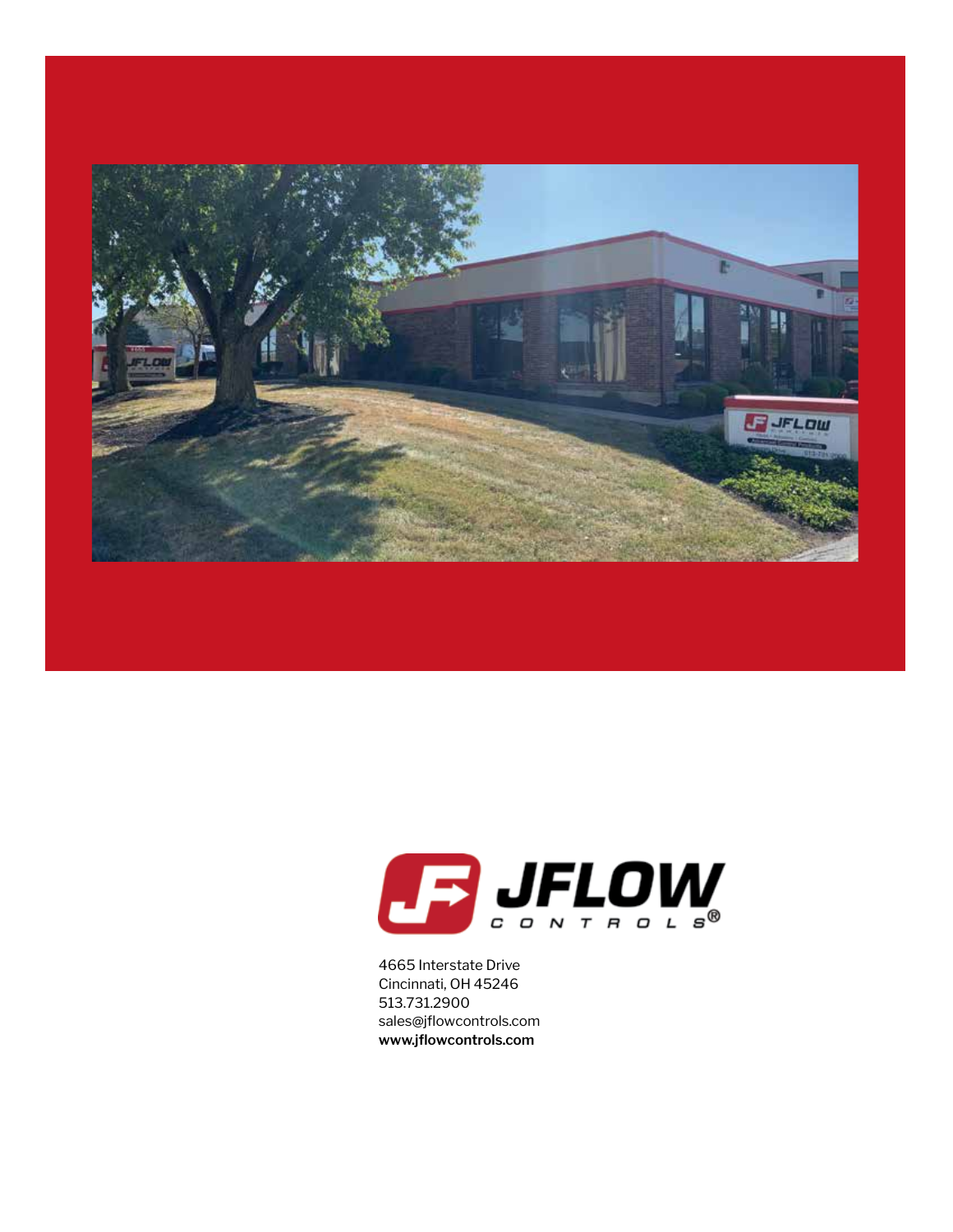JFLOW CONTROLS®

4665 Interstate Drive
Cincinnati, OH 45246
513.731.2900
sales@jflowcontrols.com
**www.jflowcontrols.com**